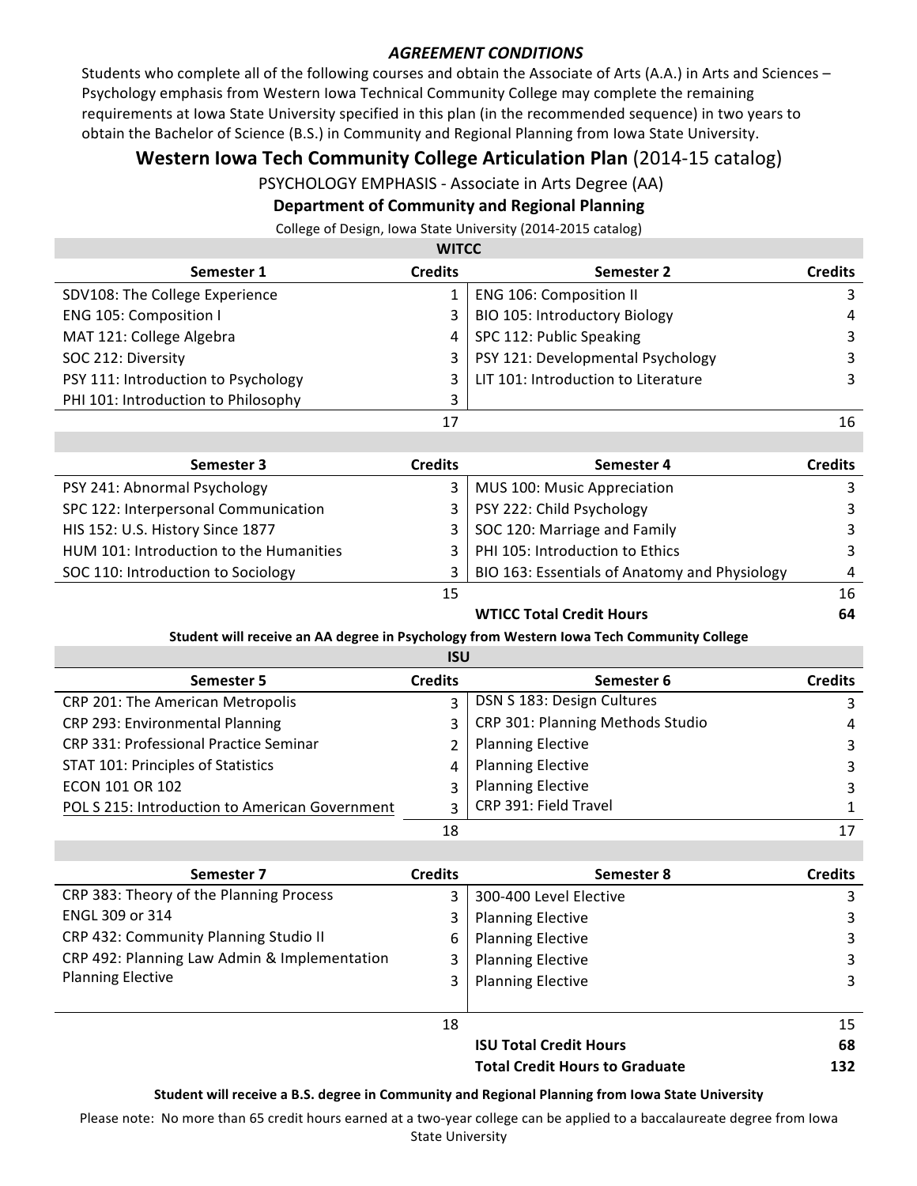***AGREEMENT CONDITIONS***

Students who complete all of the following courses and obtain the Associate of Arts (A.A.) in Arts and Sciences – Psychology emphasis from Western Iowa Technical Community College may complete the remaining requirements at Iowa State University specified in this plan (in the recommended sequence) in two years to obtain the Bachelor of Science (B.S.) in Community and Regional Planning from Iowa State University.

## Western Iowa Tech Community College Articulation Plan (2014-15 catalog)

PSYCHOLOGY EMPHASIS - Associate in Arts Degree (AA)

**Department of Community and Regional Planning**

College of Design, Iowa State University (2014-2015 catalog)

**WITCC**

| Semester 1 | Credits | Semester 2 | Credits |
|---|---|---|---|
| SDV108: The College Experience | 1 | ENG 106: Composition II | 3 |
| ENG 105: Composition I | 3 | BIO 105: Introductory Biology | 4 |
| MAT 121: College Algebra | 4 | SPC 112: Public Speaking | 3 |
| SOC 212: Diversity | 3 | PSY 121: Developmental Psychology | 3 |
| PSY 111: Introduction to Psychology | 3 | LIT 101: Introduction to Literature | 3 |
| PHI 101: Introduction to Philosophy | 3 | | |
| | 17 | | 16 |

| Semester 3 | Credits | Semester 4 | Credits |
|---|---|---|---|
| PSY 241: Abnormal Psychology | 3 | MUS 100: Music Appreciation | 3 |
| SPC 122: Interpersonal Communication | 3 | PSY 222: Child Psychology | 3 |
| HIS 152: U.S. History Since 1877 | 3 | SOC 120: Marriage and Family | 3 |
| HUM 101: Introduction to the Humanities | 3 | PHI 105: Introduction to Ethics | 3 |
| SOC 110: Introduction to Sociology | 3 | BIO 163: Essentials of Anatomy and Physiology | 4 |
| | 15 | | 16 |
| | | **WTICC Total Credit Hours** | **64** |

**Student will receive an AA degree in Psychology from Western Iowa Tech Community College**

**ISU**

| Semester 5 | Credits | Semester 6 | Credits |
|---|---|---|---|
| CRP 201: The American Metropolis | 3 | DSN S 183: Design Cultures | 3 |
| CRP 293: Environmental Planning | 3 | CRP 301: Planning Methods Studio | 4 |
| CRP 331: Professional Practice Seminar | 2 | Planning Elective | 3 |
| STAT 101: Principles of Statistics | 4 | Planning Elective | 3 |
| ECON 101 OR 102 | 3 | Planning Elective | 3 |
| POL S 215: Introduction to American Government | 3 | CRP 391: Field Travel | 1 |
| | 18 | | 17 |

| Semester 7 | Credits | Semester 8 | Credits |
|---|---|---|---|
| CRP 383: Theory of the Planning Process | 3 | 300-400 Level Elective | 3 |
| ENGL 309 or 314 | 3 | Planning Elective | 3 |
| CRP 432: Community Planning Studio II | 6 | Planning Elective | 3 |
| CRP 492: Planning Law Admin & Implementation | 3 | Planning Elective | 3 |
| Planning Elective | 3 | Planning Elective | 3 |
| | 18 | | 15 |
| | | **ISU Total Credit Hours** | **68** |
| | | **Total Credit Hours to Graduate** | **132** |

**Student will receive a B.S. degree in Community and Regional Planning from Iowa State University**

Please note: No more than 65 credit hours earned at a two-year college can be applied to a baccalaureate degree from Iowa State University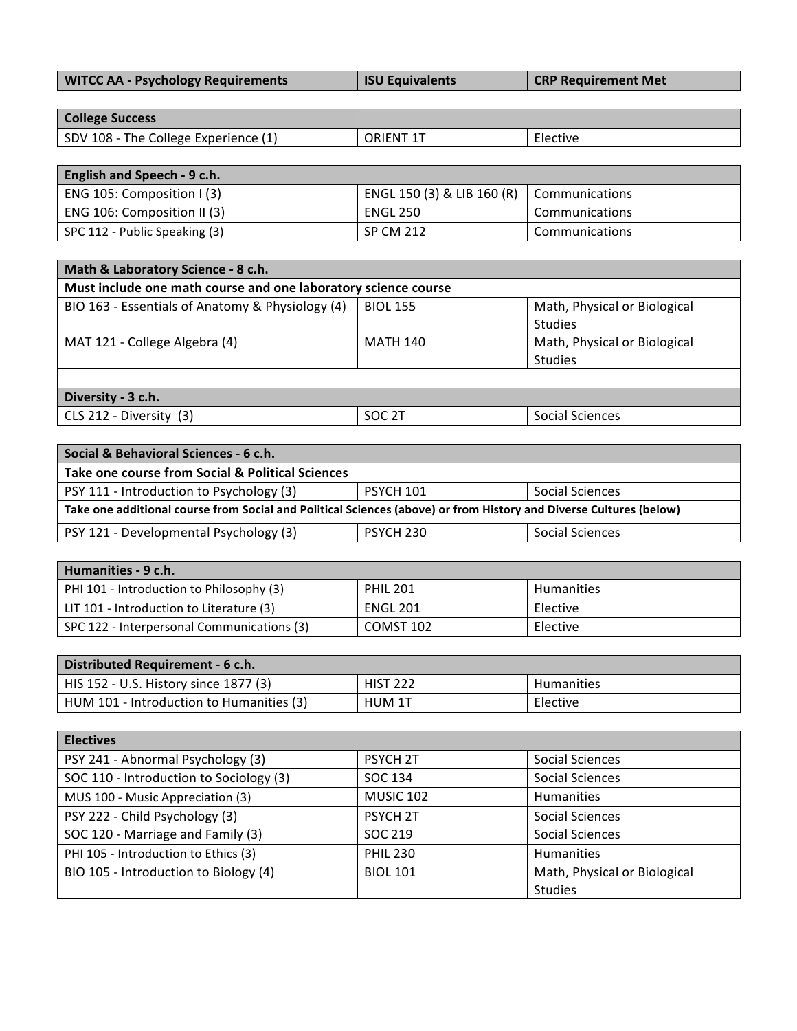| WITCC AA - Psychology Requirements | ISU Equivalents | CRP Requirement Met |
|---|---|---|

| **College Success** | | |
|---|---|---|
| SDV 108 - The College Experience (1) | ORIENT 1T | Elective |

| **English and Speech - 9 c.h.** | | |
|---|---|---|
| ENG 105: Composition I (3) | ENGL 150 (3) & LIB 160 (R) | Communications |
| ENG 106: Composition II (3) | ENGL 250 | Communications |
| SPC 112 - Public Speaking (3) | SP CM 212 | Communications |

| **Math & Laboratory Science - 8 c.h.** | | |
|---|---|---|
| **Must include one math course and one laboratory science course** | | |
| BIO 163 - Essentials of Anatomy & Physiology (4) | BIOL 155 | Math, Physical or Biological Studies |
| MAT 121 - College Algebra (4) | MATH 140 | Math, Physical or Biological Studies |
| | | |
| **Diversity - 3 c.h.** | | |
| CLS 212 - Diversity (3) | SOC 2T | Social Sciences |

| **Social & Behavioral Sciences - 6 c.h.** | | |
|---|---|---|
| **Take one course from Social & Political Sciences** | | |
| PSY 111 - Introduction to Psychology (3) | PSYCH 101 | Social Sciences |
| **Take one additional course from Social and Political Sciences (above) or from History and Diverse Cultures (below)** | | |
| PSY 121 - Developmental Psychology (3) | PSYCH 230 | Social Sciences |

| **Humanities - 9 c.h.** | | |
|---|---|---|
| PHI 101 - Introduction to Philosophy (3) | PHIL 201 | Humanities |
| LIT 101 - Introduction to Literature (3) | ENGL 201 | Elective |
| SPC 122 - Interpersonal Communications (3) | COMST 102 | Elective |

| **Distributed Requirement - 6 c.h.** | | |
|---|---|---|
| HIS 152 - U.S. History since 1877 (3) | HIST 222 | Humanities |
| HUM 101 - Introduction to Humanities (3) | HUM 1T | Elective |

| **Electives** | | |
|---|---|---|
| PSY 241 - Abnormal Psychology (3) | PSYCH 2T | Social Sciences |
| SOC 110 - Introduction to Sociology (3) | SOC 134 | Social Sciences |
| MUS 100 - Music Appreciation (3) | MUSIC 102 | Humanities |
| PSY 222 - Child Psychology (3) | PSYCH 2T | Social Sciences |
| SOC 120 - Marriage and Family (3) | SOC 219 | Social Sciences |
| PHI 105 - Introduction to Ethics (3) | PHIL 230 | Humanities |
| BIO 105 - Introduction to Biology (4) | BIOL 101 | Math, Physical or Biological Studies |